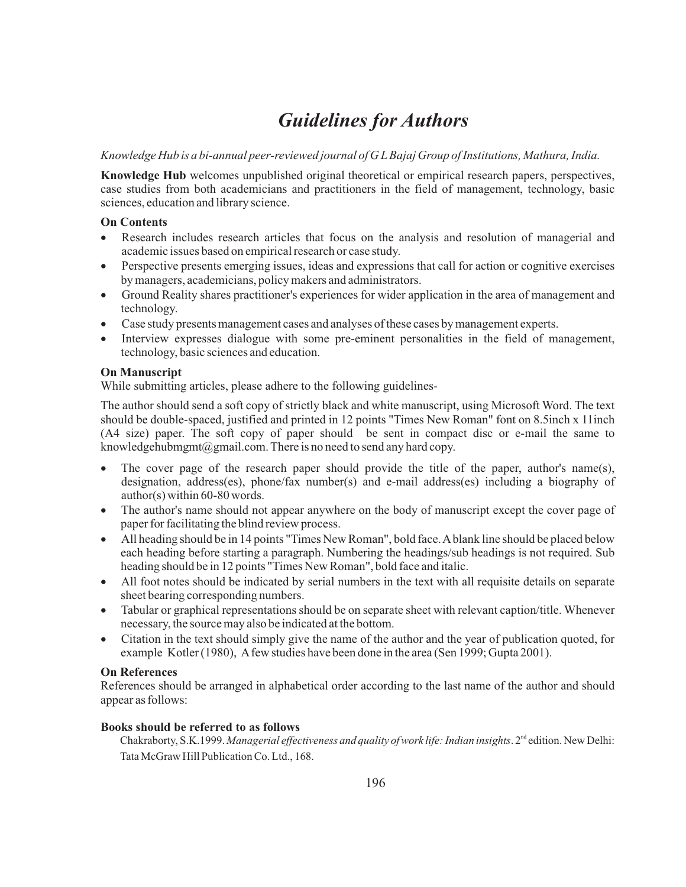# *Guidelines for Authors*

*Knowledge Hub is a bi-annual peer-reviewed journal of G L Bajaj Group of Institutions, Mathura, India.*

**Knowledge Hub** welcomes unpublished original theoretical or empirical research papers, perspectives, case studies from both academicians and practitioners in the field of management, technology, basic sciences, education and library science.

### On Contents

- Research includes research articles that focus on the analysis and resolution of managerial and academic issues based on empirical research or case study.
- Perspective presents emerging issues, ideas and expressions that call for action or cognitive exercises by managers, academicians, policy makers and administrators.
- Ground Reality shares practitioner's experiences for wider application in the area of management and technology.
- Case study presents management cases and analyses of these cases by management experts.
- Interview expresses dialogue with some pre-eminent personalities in the field of management, technology, basic sciences and education.

### On Manuscript

While submitting articles, please adhere to the following guidelines-

The author should send a soft copy of strictly black and white manuscript, using Microsoft Word. The text should be double-spaced, justified and printed in 12 points "Times New Roman" font on 8.5inch x 11inch (A4 size) paper. The soft copy of paper should be sent in compact disc or e-mail the same to knowledgehubmgmt@gmail.com. There is no need to send any hard copy.

- The cover page of the research paper should provide the title of the paper, author's name(s), designation, address(es), phone/fax number(s) and e-mail address(es) including a biography of author(s) within 60-80 words.
- The author's name should not appear anywhere on the body of manuscript except the cover page of paper for facilitating the blind review process.
- All heading should be in 14 points "Times New Roman", bold face. A blank line should be placed below each heading before starting a paragraph. Numbering the headings/sub headings is not required. Sub heading should be in 12 points "Times New Roman", bold face and italic.
- All foot notes should be indicated by serial numbers in the text with all requisite details on separate sheet bearing corresponding numbers.
- Tabular or graphical representations should be on separate sheet with relevant caption/title. Whenever necessary, the source may also be indicated at the bottom.
- Citation in the text should simply give the name of the author and the year of publication quoted, for example Kotler (1980), A few studies have been done in the area (Sen 1999; Gupta 2001).

### On References

References should be arranged in alphabetical order according to the last name of the author and should appear as follows:

**Books should be referred to as follows**

Chakraborty, S.K.1999. *Managerial effectiveness and quality of work life: Indian insights*. 2nd edition. New Delhi: Tata McGraw Hill Publication Co. Ltd., 168.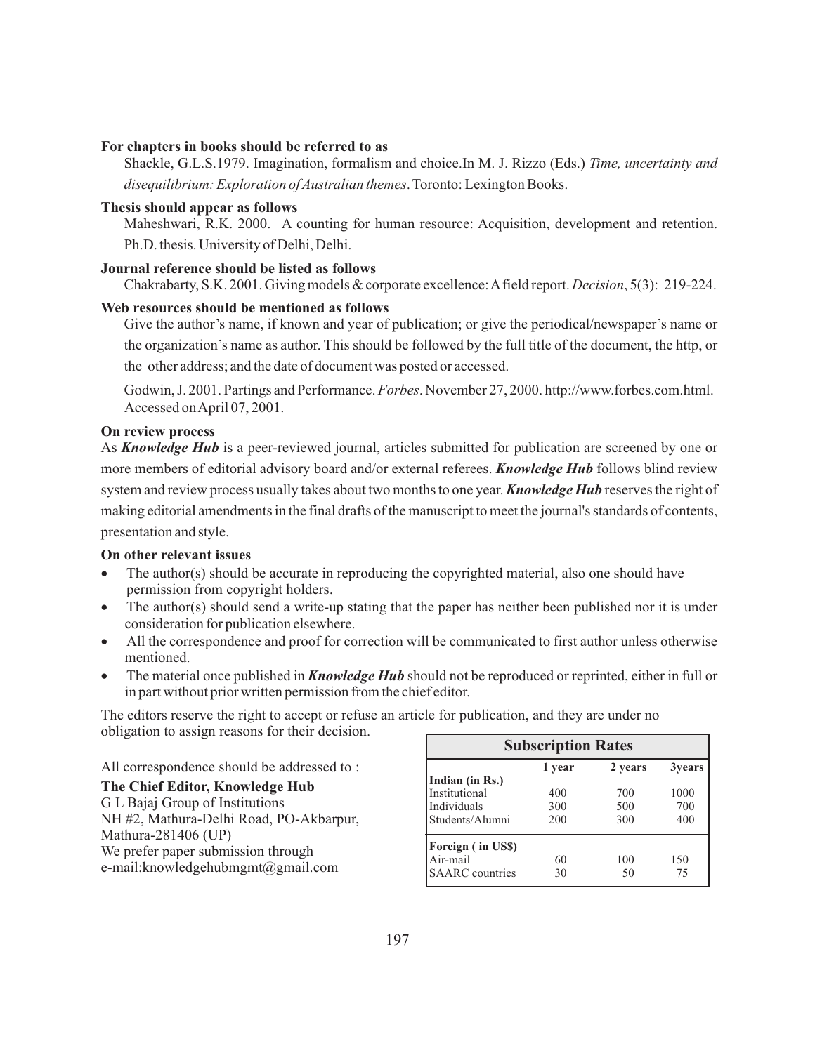**For chapters in books should be referred to as**

Shackle, G.L.S.1979. Imagination, formalism and choice.In M. J. Rizzo (Eds.) *Time, uncertainty and disequilibrium: Exploration of Australian themes*. Toronto: Lexington Books.

**Thesis should appear as follows**

Maheshwari, R.K. 2000. A counting for human resource: Acquisition, development and retention. Ph.D. thesis. University of Delhi, Delhi.

**Journal reference should be listed as follows**

Chakrabarty, S.K. 2001. Giving models & corporate excellence: A field report. *Decision*, 5(3): 219-224.

**Web resources should be mentioned as follows**

Give the author's name, if known and year of publication; or give the periodical/newspaper's name or the organization's name as author. This should be followed by the full title of the document, the http, or the other address; and the date of document was posted or accessed.

Godwin, J. 2001. Partings and Performance. *Forbes*. November 27, 2000. http://www.forbes.com.html. Accessed on April 07, 2001.

**On review process**

As ***Knowledge Hub*** is a peer-reviewed journal, articles submitted for publication are screened by one or more members of editorial advisory board and/or external referees. ***Knowledge Hub*** follows blind review system and review process usually takes about two months to one year. ***Knowledge Hub*** reserves the right of making editorial amendments in the final drafts of the manuscript to meet the journal's standards of contents, presentation and style.

**On other relevant issues**

- The author(s) should be accurate in reproducing the copyrighted material, also one should have permission from copyright holders.
- The author(s) should send a write-up stating that the paper has neither been published nor it is under consideration for publication elsewhere.
- All the correspondence and proof for correction will be communicated to first author unless otherwise mentioned.
- The material once published in ***Knowledge Hub*** should not be reproduced or reprinted, either in full or in part without prior written permission from the chief editor.

The editors reserve the right to accept or refuse an article for publication, and they are under no obligation to assign reasons for their decision.

All correspondence should be addressed to :

**The Chief Editor, Knowledge Hub**
G L Bajaj Group of Institutions
NH #2, Mathura-Delhi Road, PO-Akbarpur,
Mathura-281406 (UP)
We prefer paper submission through
e-mail:knowledgehubmgmt@gmail.com

**Subscription Rates**

| | 1 year | 2 years | 3years |
|---|---|---|---|
| **Indian (in Rs.)** | | | |
| Institutional | 400 | 700 | 1000 |
| Individuals | 300 | 500 | 700 |
| Students/Alumni | 200 | 300 | 400 |
| **Foreign ( in US$)** | | | |
| Air-mail | 60 | 100 | 150 |
| SAARC countries | 30 | 50 | 75 |